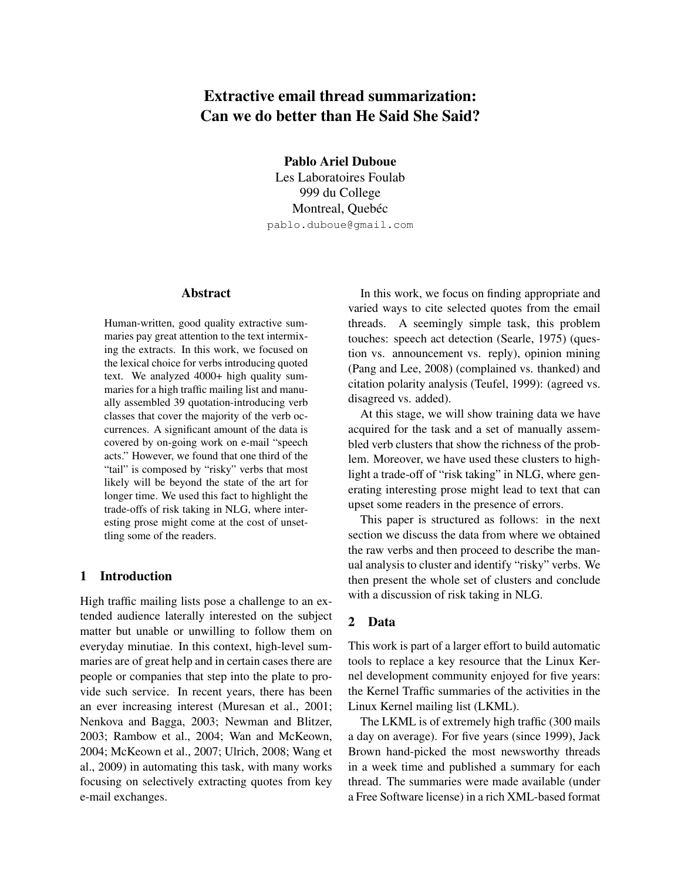# Extractive email thread summarization: Can we do better than He Said She Said?

**Pablo Ariel Duboue**
Les Laboratoires Foulab
999 du College
Montreal, Quebéc
pablo.duboue@gmail.com

## Abstract

Human-written, good quality extractive summaries pay great attention to the text intermixing the extracts. In this work, we focused on the lexical choice for verbs introducing quoted text. We analyzed 4000+ high quality summaries for a high traffic mailing list and manually assembled 39 quotation-introducing verb classes that cover the majority of the verb occurrences. A significant amount of the data is covered by on-going work on e-mail "speech acts." However, we found that one third of the "tail" is composed by "risky" verbs that most likely will be beyond the state of the art for longer time. We used this fact to highlight the trade-offs of risk taking in NLG, where interesting prose might come at the cost of unsettling some of the readers.

## 1 Introduction

High traffic mailing lists pose a challenge to an extended audience laterally interested on the subject matter but unable or unwilling to follow them on everyday minutiae. In this context, high-level summaries are of great help and in certain cases there are people or companies that step into the plate to provide such service. In recent years, there has been an ever increasing interest (Muresan et al., 2001; Nenkova and Bagga, 2003; Newman and Blitzer, 2003; Rambow et al., 2004; Wan and McKeown, 2004; McKeown et al., 2007; Ulrich, 2008; Wang et al., 2009) in automating this task, with many works focusing on selectively extracting quotes from key e-mail exchanges.

In this work, we focus on finding appropriate and varied ways to cite selected quotes from the email threads. A seemingly simple task, this problem touches: speech act detection (Searle, 1975) (question vs. announcement vs. reply), opinion mining (Pang and Lee, 2008) (complained vs. thanked) and citation polarity analysis (Teufel, 1999): (agreed vs. disagreed vs. added).

At this stage, we will show training data we have acquired for the task and a set of manually assembled verb clusters that show the richness of the problem. Moreover, we have used these clusters to highlight a trade-off of "risk taking" in NLG, where generating interesting prose might lead to text that can upset some readers in the presence of errors.

This paper is structured as follows: in the next section we discuss the data from where we obtained the raw verbs and then proceed to describe the manual analysis to cluster and identify "risky" verbs. We then present the whole set of clusters and conclude with a discussion of risk taking in NLG.

## 2 Data

This work is part of a larger effort to build automatic tools to replace a key resource that the Linux Kernel development community enjoyed for five years: the Kernel Traffic summaries of the activities in the Linux Kernel mailing list (LKML).

The LKML is of extremely high traffic (300 mails a day on average). For five years (since 1999), Jack Brown hand-picked the most newsworthy threads in a week time and published a summary for each thread. The summaries were made available (under a Free Software license) in a rich XML-based format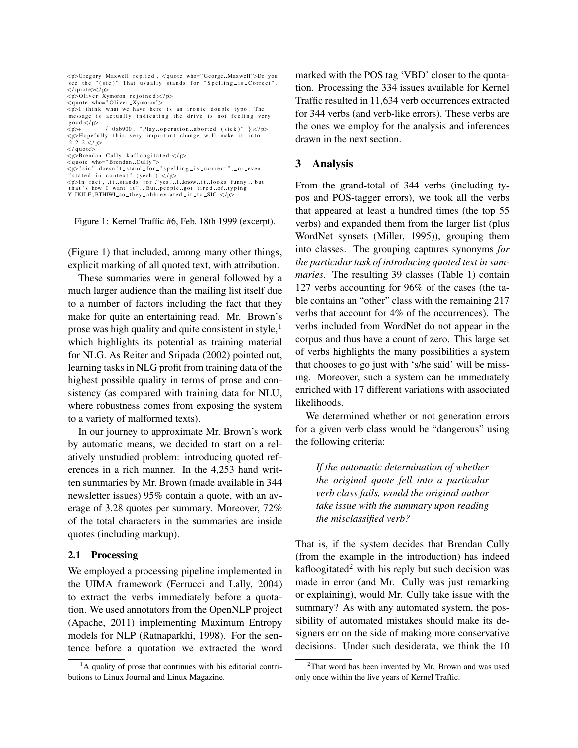```
<p>Gregory Maxwell replied, <quote who="George_Maxwell">Do you see the "(sic)" That usually stands for "Spelling_is_Correct".
</quote></p>
<p>Oliver Xymoron rejoined:</p>
<quote who="Oliver_Xymoron">
<p>I think what we have here is an ironic double typo. The message is actually indicating the drive is not feeling very good:</p>
<p>+        { 0xb900, "Play_operation_aborted_(sick)" },</p>
<p>Hopefully this very important change will make it into 2.2.2.</p>
</quote>
<p>Brendan Cully kafloogitated:</p>
<quote who="Brendan_Cully">
<p>"sic" doesn't_stand_for_"spelling_is_correct",_or_even "stated_in_context"_(yech!).</p>
<p>In_fact,_it_stands_for_"yes,_I_know_it_looks_funny,_but that's how I want it"._But_people_got_tired_of_typing Y,IKILF,BTHIWI_so_they_abbreviated_it_to_SIC.</p>
```

Figure 1: Kernel Traffic #6, Feb. 18th 1999 (excerpt).

(Figure 1) that included, among many other things, explicit marking of all quoted text, with attribution.

These summaries were in general followed by a much larger audience than the mailing list itself due to a number of factors including the fact that they make for quite an entertaining read. Mr. Brown's prose was high quality and quite consistent in style,[1] which highlights its potential as training material for NLG. As Reiter and Sripada (2002) pointed out, learning tasks in NLG profit from training data of the highest possible quality in terms of prose and consistency (as compared with training data for NLU, where robustness comes from exposing the system to a variety of malformed texts).

In our journey to approximate Mr. Brown's work by automatic means, we decided to start on a relatively unstudied problem: introducing quoted references in a rich manner. In the 4,253 hand written summaries by Mr. Brown (made available in 344 newsletter issues) 95% contain a quote, with an average of 3.28 quotes per summary. Moreover, 72% of the total characters in the summaries are inside quotes (including markup).

### 2.1 Processing

We employed a processing pipeline implemented in the UIMA framework (Ferrucci and Lally, 2004) to extract the verbs immediately before a quotation. We used annotators from the OpenNLP project (Apache, 2011) implementing Maximum Entropy models for NLP (Ratnaparkhi, 1998). For the sentence before a quotation we extracted the word marked with the POS tag 'VBD' closer to the quotation. Processing the 334 issues available for Kernel Traffic resulted in 11,634 verb occurrences extracted for 344 verbs (and verb-like errors). These verbs are the ones we employ for the analysis and inferences drawn in the next section.

## 3 Analysis

From the grand-total of 344 verbs (including typos and POS-tagger errors), we took all the verbs that appeared at least a hundred times (the top 55 verbs) and expanded them from the larger list (plus WordNet synsets (Miller, 1995)), grouping them into classes. The grouping captures synonyms *for the particular task of introducing quoted text in summaries*. The resulting 39 classes (Table 1) contain 127 verbs accounting for 96% of the cases (the table contains an "other" class with the remaining 217 verbs that account for 4% of the occurrences). The verbs included from WordNet do not appear in the corpus and thus have a count of zero. This large set of verbs highlights the many possibilities a system that chooses to go just with 's/he said' will be missing. Moreover, such a system can be immediately enriched with 17 different variations with associated likelihoods.

We determined whether or not generation errors for a given verb class would be "dangerous" using the following criteria:

> *If the automatic determination of whether the original quote fell into a particular verb class fails, would the original author take issue with the summary upon reading the misclassified verb?*

That is, if the system decides that Brendan Cully (from the example in the introduction) has indeed kafloogitated[2] with his reply but such decision was made in error (and Mr. Cully was just remarking or explaining), would Mr. Cully take issue with the summary? As with any automated system, the possibility of automated mistakes should make its designers err on the side of making more conservative decisions. Under such desiderata, we think the 10

[1] A quality of prose that continues with his editorial contributions to Linux Journal and Linux Magazine.

[2] That word has been invented by Mr. Brown and was used only once within the five years of Kernel Traffic.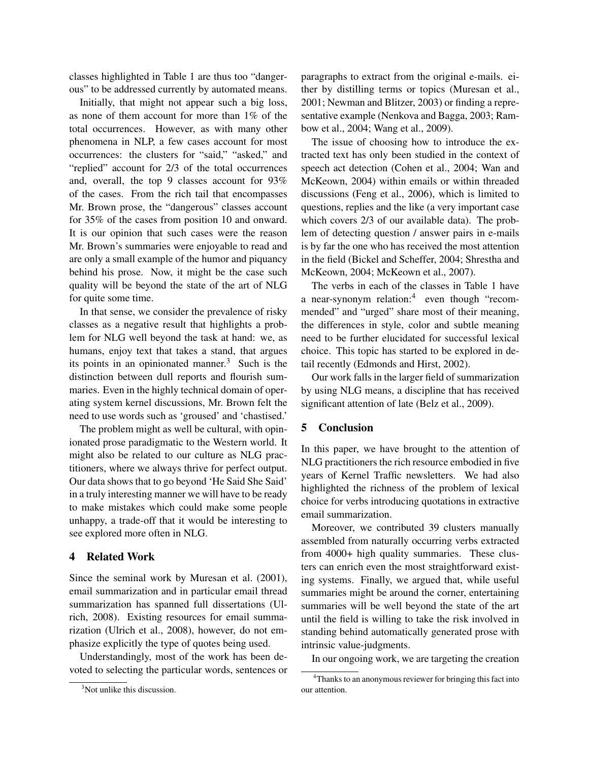classes highlighted in Table 1 are thus too "dangerous" to be addressed currently by automated means.

Initially, that might not appear such a big loss, as none of them account for more than 1% of the total occurrences. However, as with many other phenomena in NLP, a few cases account for most occurrences: the clusters for "said," "asked," and "replied" account for 2/3 of the total occurrences and, overall, the top 9 classes account for 93% of the cases. From the rich tail that encompasses Mr. Brown prose, the "dangerous" classes account for 35% of the cases from position 10 and onward. It is our opinion that such cases were the reason Mr. Brown's summaries were enjoyable to read and are only a small example of the humor and piquancy behind his prose. Now, it might be the case such quality will be beyond the state of the art of NLG for quite some time.

In that sense, we consider the prevalence of risky classes as a negative result that highlights a problem for NLG well beyond the task at hand: we, as humans, enjoy text that takes a stand, that argues its points in an opinionated manner.[3] Such is the distinction between dull reports and flourish summaries. Even in the highly technical domain of operating system kernel discussions, Mr. Brown felt the need to use words such as 'groused' and 'chastised.'

The problem might as well be cultural, with opinionated prose paradigmatic to the Western world. It might also be related to our culture as NLG practitioners, where we always thrive for perfect output. Our data shows that to go beyond 'He Said She Said' in a truly interesting manner we will have to be ready to make mistakes which could make some people unhappy, a trade-off that it would be interesting to see explored more often in NLG.

## 4 Related Work

Since the seminal work by Muresan et al. (2001), email summarization and in particular email thread summarization has spanned full dissertations (Ulrich, 2008). Existing resources for email summarization (Ulrich et al., 2008), however, do not emphasize explicitly the type of quotes being used.

Understandingly, most of the work has been devoted to selecting the particular words, sentences or paragraphs to extract from the original e-mails. either by distilling terms or topics (Muresan et al., 2001; Newman and Blitzer, 2003) or finding a representative example (Nenkova and Bagga, 2003; Rambow et al., 2004; Wang et al., 2009).

The issue of choosing how to introduce the extracted text has only been studied in the context of speech act detection (Cohen et al., 2004; Wan and McKeown, 2004) within emails or within threaded discussions (Feng et al., 2006), which is limited to questions, replies and the like (a very important case which covers 2/3 of our available data). The problem of detecting question / answer pairs in e-mails is by far the one who has received the most attention in the field (Bickel and Scheffer, 2004; Shrestha and McKeown, 2004; McKeown et al., 2007).

The verbs in each of the classes in Table 1 have a near-synonym relation:[4] even though "recommended" and "urged" share most of their meaning, the differences in style, color and subtle meaning need to be further elucidated for successful lexical choice. This topic has started to be explored in detail recently (Edmonds and Hirst, 2002).

Our work falls in the larger field of summarization by using NLG means, a discipline that has received significant attention of late (Belz et al., 2009).

## 5 Conclusion

In this paper, we have brought to the attention of NLG practitioners the rich resource embodied in five years of Kernel Traffic newsletters. We had also highlighted the richness of the problem of lexical choice for verbs introducing quotations in extractive email summarization.

Moreover, we contributed 39 clusters manually assembled from naturally occurring verbs extracted from 4000+ high quality summaries. These clusters can enrich even the most straightforward existing systems. Finally, we argued that, while useful summaries might be around the corner, entertaining summaries will be well beyond the state of the art until the field is willing to take the risk involved in standing behind automatically generated prose with intrinsic value-judgments.

In our ongoing work, we are targeting the creation

[3] Not unlike this discussion.

[4] Thanks to an anonymous reviewer for bringing this fact into our attention.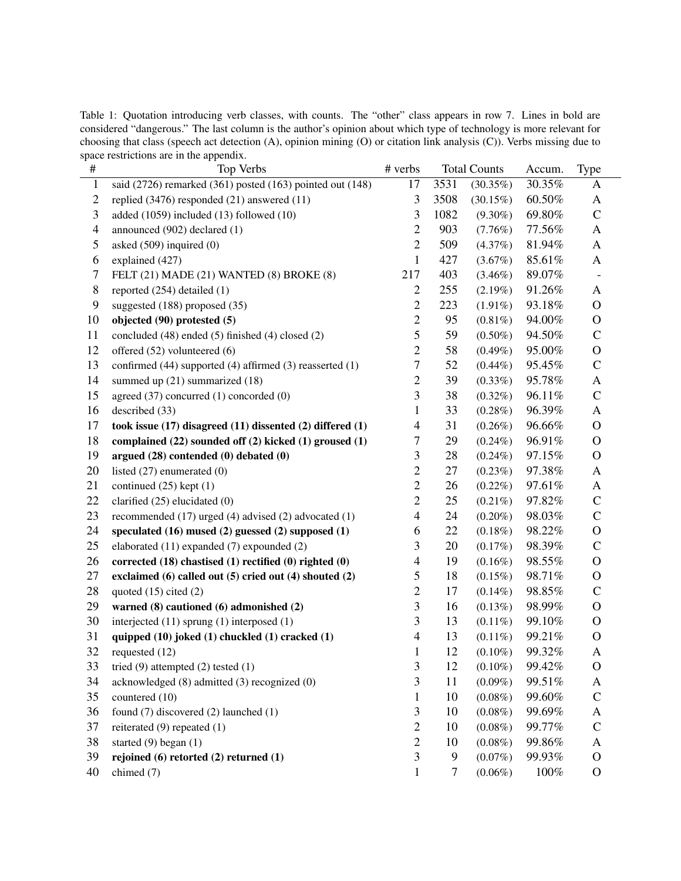Table 1: Quotation introducing verb classes, with counts. The "other" class appears in row 7. Lines in bold are considered "dangerous." The last column is the author's opinion about which type of technology is more relevant for choosing that class (speech act detection (A), opinion mining (O) or citation link analysis (C)). Verbs missing due to space restrictions are in the appendix.

| # | Top Verbs | # verbs | Total Counts | | Accum. | Type |
|---|---|---|---|---|---|---|
| 1 | said (2726) remarked (361) posted (163) pointed out (148) | 17 | 3531 | (30.35%) | 30.35% | A |
| 2 | replied (3476) responded (21) answered (11) | 3 | 3508 | (30.15%) | 60.50% | A |
| 3 | added (1059) included (13) followed (10) | 3 | 1082 | (9.30%) | 69.80% | C |
| 4 | announced (902) declared (1) | 2 | 903 | (7.76%) | 77.56% | A |
| 5 | asked (509) inquired (0) | 2 | 509 | (4.37%) | 81.94% | A |
| 6 | explained (427) | 1 | 427 | (3.67%) | 85.61% | A |
| 7 | FELT (21) MADE (21) WANTED (8) BROKE (8) | 217 | 403 | (3.46%) | 89.07% | - |
| 8 | reported (254) detailed (1) | 2 | 255 | (2.19%) | 91.26% | A |
| 9 | suggested (188) proposed (35) | 2 | 223 | (1.91%) | 93.18% | O |
| 10 | **objected (90) protested (5)** | 2 | 95 | (0.81%) | 94.00% | O |
| 11 | concluded (48) ended (5) finished (4) closed (2) | 5 | 59 | (0.50%) | 94.50% | C |
| 12 | offered (52) volunteered (6) | 2 | 58 | (0.49%) | 95.00% | O |
| 13 | confirmed (44) supported (4) affirmed (3) reasserted (1) | 7 | 52 | (0.44%) | 95.45% | C |
| 14 | summed up (21) summarized (18) | 2 | 39 | (0.33%) | 95.78% | A |
| 15 | agreed (37) concurred (1) concorded (0) | 3 | 38 | (0.32%) | 96.11% | C |
| 16 | described (33) | 1 | 33 | (0.28%) | 96.39% | A |
| 17 | **took issue (17) disagreed (11) dissented (2) differed (1)** | 4 | 31 | (0.26%) | 96.66% | O |
| 18 | **complained (22) sounded off (2) kicked (1) groused (1)** | 7 | 29 | (0.24%) | 96.91% | O |
| 19 | **argued (28) contended (0) debated (0)** | 3 | 28 | (0.24%) | 97.15% | O |
| 20 | listed (27) enumerated (0) | 2 | 27 | (0.23%) | 97.38% | A |
| 21 | continued (25) kept (1) | 2 | 26 | (0.22%) | 97.61% | A |
| 22 | clarified (25) elucidated (0) | 2 | 25 | (0.21%) | 97.82% | C |
| 23 | recommended (17) urged (4) advised (2) advocated (1) | 4 | 24 | (0.20%) | 98.03% | C |
| 24 | **speculated (16) mused (2) guessed (2) supposed (1)** | 6 | 22 | (0.18%) | 98.22% | O |
| 25 | elaborated (11) expanded (7) expounded (2) | 3 | 20 | (0.17%) | 98.39% | C |
| 26 | **corrected (18) chastised (1) rectified (0) righted (0)** | 4 | 19 | (0.16%) | 98.55% | O |
| 27 | **exclaimed (6) called out (5) cried out (4) shouted (2)** | 5 | 18 | (0.15%) | 98.71% | O |
| 28 | quoted (15) cited (2) | 2 | 17 | (0.14%) | 98.85% | C |
| 29 | **warned (8) cautioned (6) admonished (2)** | 3 | 16 | (0.13%) | 98.99% | O |
| 30 | interjected (11) sprung (1) interposed (1) | 3 | 13 | (0.11%) | 99.10% | O |
| 31 | **quipped (10) joked (1) chuckled (1) cracked (1)** | 4 | 13 | (0.11%) | 99.21% | O |
| 32 | requested (12) | 1 | 12 | (0.10%) | 99.32% | A |
| 33 | tried (9) attempted (2) tested (1) | 3 | 12 | (0.10%) | 99.42% | O |
| 34 | acknowledged (8) admitted (3) recognized (0) | 3 | 11 | (0.09%) | 99.51% | A |
| 35 | countered (10) | 1 | 10 | (0.08%) | 99.60% | C |
| 36 | found (7) discovered (2) launched (1) | 3 | 10 | (0.08%) | 99.69% | A |
| 37 | reiterated (9) repeated (1) | 2 | 10 | (0.08%) | 99.77% | C |
| 38 | started (9) began (1) | 2 | 10 | (0.08%) | 99.86% | A |
| 39 | **rejoined (6) retorted (2) returned (1)** | 3 | 9 | (0.07%) | 99.93% | O |
| 40 | chimed (7) | 1 | 7 | (0.06%) | 100% | O |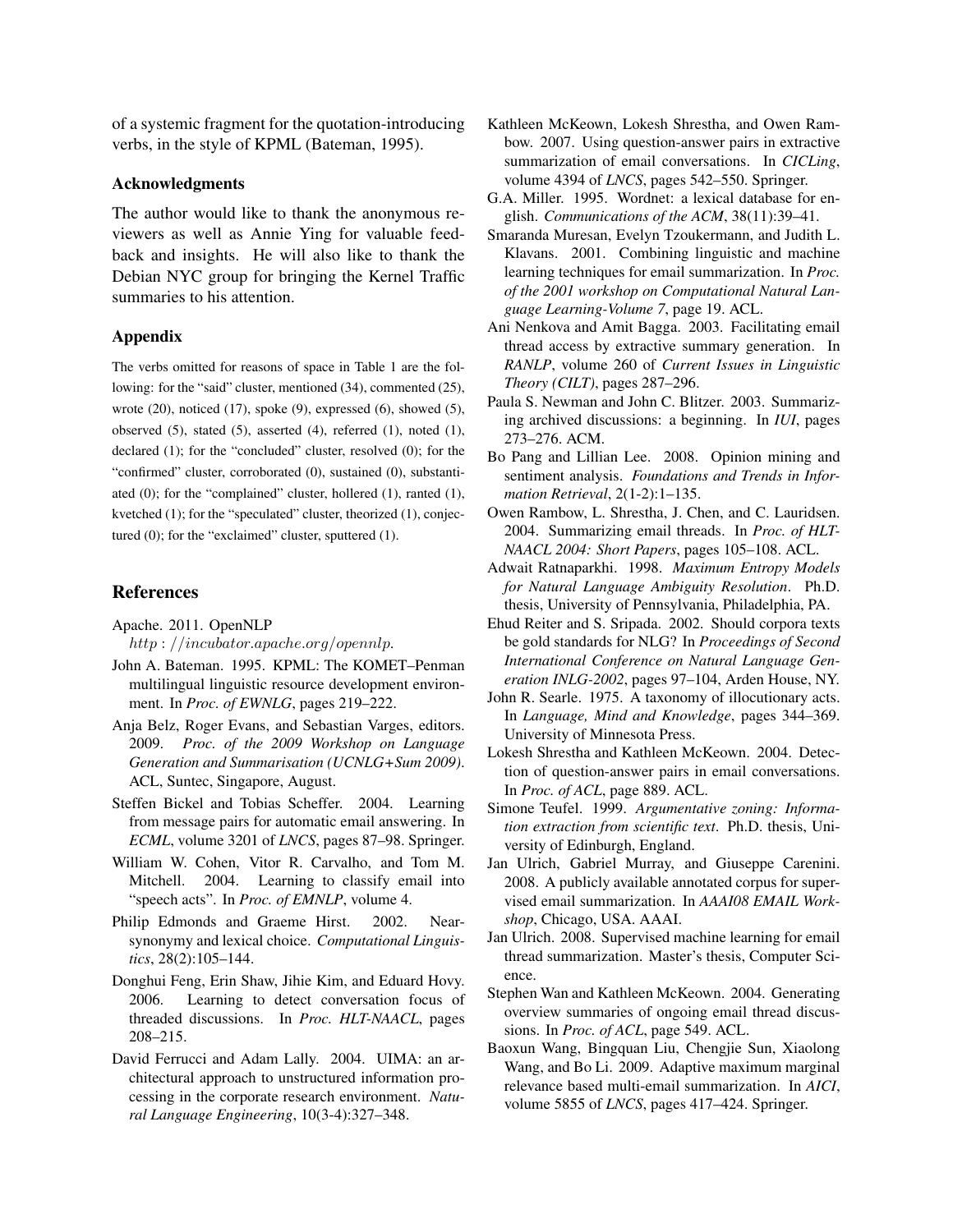of a systemic fragment for the quotation-introducing verbs, in the style of KPML (Bateman, 1995).

### Acknowledgments

The author would like to thank the anonymous reviewers as well as Annie Ying for valuable feedback and insights. He will also like to thank the Debian NYC group for bringing the Kernel Traffic summaries to his attention.

### Appendix

The verbs omitted for reasons of space in Table 1 are the following: for the "said" cluster, mentioned (34), commented (25), wrote (20), noticed (17), spoke (9), expressed (6), showed (5), observed (5), stated (5), asserted (4), referred (1), noted (1), declared (1); for the "concluded" cluster, resolved (0); for the "confirmed" cluster, corroborated (0), sustained (0), substantiated (0); for the "complained" cluster, hollered (1), ranted (1), kvetched (1); for the "speculated" cluster, theorized (1), conjectured (0); for the "exclaimed" cluster, sputtered (1).

## References

Apache. 2011. OpenNLP *http://incubator.apache.org/opennlp*.

John A. Bateman. 1995. KPML: The KOMET–Penman multilingual linguistic resource development environment. In *Proc. of EWNLG*, pages 219–222.

Anja Belz, Roger Evans, and Sebastian Varges, editors. 2009. *Proc. of the 2009 Workshop on Language Generation and Summarisation (UCNLG+Sum 2009)*. ACL, Suntec, Singapore, August.

Steffen Bickel and Tobias Scheffer. 2004. Learning from message pairs for automatic email answering. In *ECML*, volume 3201 of *LNCS*, pages 87–98. Springer.

William W. Cohen, Vitor R. Carvalho, and Tom M. Mitchell. 2004. Learning to classify email into "speech acts". In *Proc. of EMNLP*, volume 4.

Philip Edmonds and Graeme Hirst. 2002. Near-synonymy and lexical choice. *Computational Linguistics*, 28(2):105–144.

Donghui Feng, Erin Shaw, Jihie Kim, and Eduard Hovy. 2006. Learning to detect conversation focus of threaded discussions. In *Proc. HLT-NAACL*, pages 208–215.

David Ferrucci and Adam Lally. 2004. UIMA: an architectural approach to unstructured information processing in the corporate research environment. *Natural Language Engineering*, 10(3-4):327–348.

Kathleen McKeown, Lokesh Shrestha, and Owen Rambow. 2007. Using question-answer pairs in extractive summarization of email conversations. In *CICLing*, volume 4394 of *LNCS*, pages 542–550. Springer.

G.A. Miller. 1995. Wordnet: a lexical database for english. *Communications of the ACM*, 38(11):39–41.

Smaranda Muresan, Evelyn Tzoukermann, and Judith L. Klavans. 2001. Combining linguistic and machine learning techniques for email summarization. In *Proc. of the 2001 workshop on Computational Natural Language Learning-Volume 7*, page 19. ACL.

Ani Nenkova and Amit Bagga. 2003. Facilitating email thread access by extractive summary generation. In *RANLP*, volume 260 of *Current Issues in Linguistic Theory (CILT)*, pages 287–296.

Paula S. Newman and John C. Blitzer. 2003. Summarizing archived discussions: a beginning. In *IUI*, pages 273–276. ACM.

Bo Pang and Lillian Lee. 2008. Opinion mining and sentiment analysis. *Foundations and Trends in Information Retrieval*, 2(1-2):1–135.

Owen Rambow, L. Shrestha, J. Chen, and C. Lauridsen. 2004. Summarizing email threads. In *Proc. of HLT-NAACL 2004: Short Papers*, pages 105–108. ACL.

Adwait Ratnaparkhi. 1998. *Maximum Entropy Models for Natural Language Ambiguity Resolution*. Ph.D. thesis, University of Pennsylvania, Philadelphia, PA.

Ehud Reiter and S. Sripada. 2002. Should corpora texts be gold standards for NLG? In *Proceedings of Second International Conference on Natural Language Generation INLG-2002*, pages 97–104, Arden House, NY.

John R. Searle. 1975. A taxonomy of illocutionary acts. In *Language, Mind and Knowledge*, pages 344–369. University of Minnesota Press.

Lokesh Shrestha and Kathleen McKeown. 2004. Detection of question-answer pairs in email conversations. In *Proc. of ACL*, page 889. ACL.

Simone Teufel. 1999. *Argumentative zoning: Information extraction from scientific text*. Ph.D. thesis, University of Edinburgh, England.

Jan Ulrich, Gabriel Murray, and Giuseppe Carenini. 2008. A publicly available annotated corpus for supervised email summarization. In *AAAI08 EMAIL Workshop*, Chicago, USA. AAAI.

Jan Ulrich. 2008. Supervised machine learning for email thread summarization. Master's thesis, Computer Science.

Stephen Wan and Kathleen McKeown. 2004. Generating overview summaries of ongoing email thread discussions. In *Proc. of ACL*, page 549. ACL.

Baoxun Wang, Bingquan Liu, Chengjie Sun, Xiaolong Wang, and Bo Li. 2009. Adaptive maximum marginal relevance based multi-email summarization. In *AICI*, volume 5855 of *LNCS*, pages 417–424. Springer.